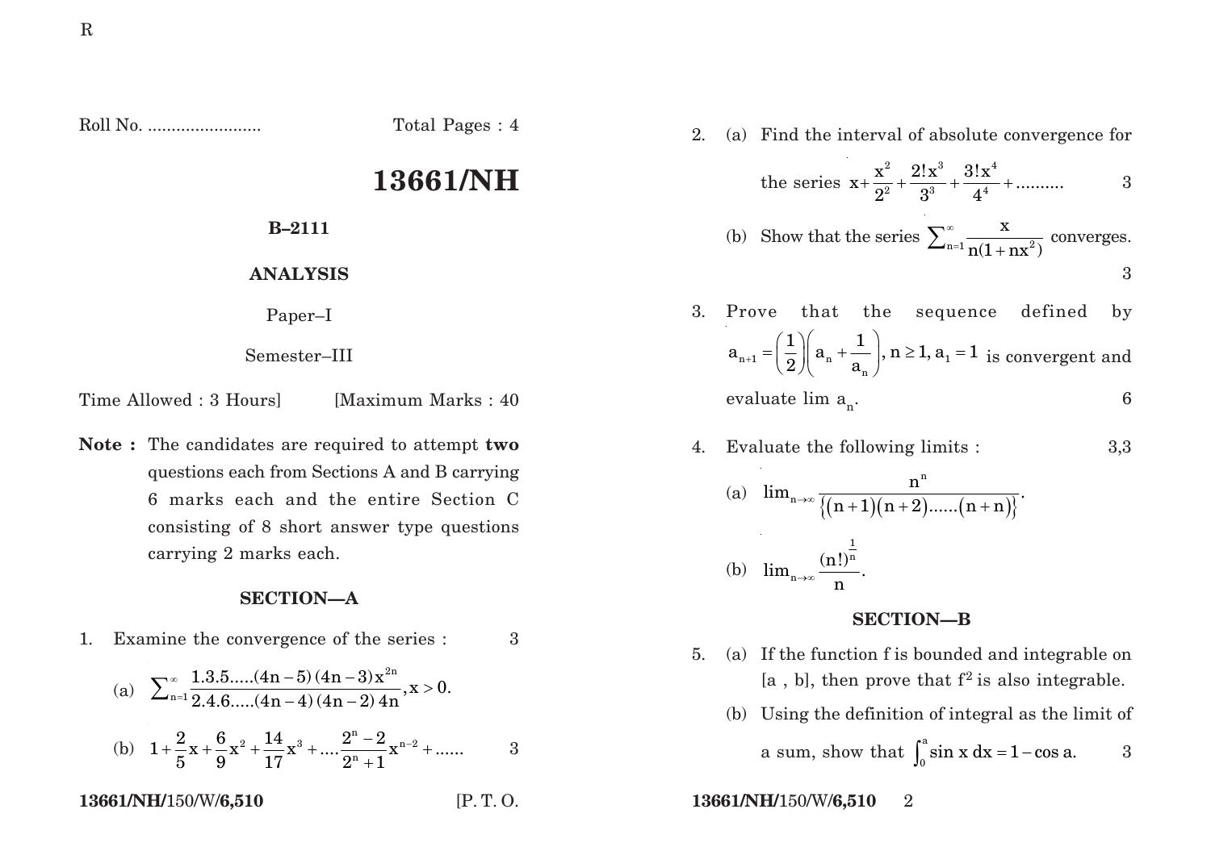Roll No. ........................ Total Pages : 4

# 13661/NH

**B–2111**

**ANALYSIS**

Paper–I

Semester–III

Time Allowed : 3 Hours] [Maximum Marks : 40

**Note :** The candidates are required to attempt **two** questions each from Sections A and B carrying 6 marks each and the entire Section C consisting of 8 short answer type questions carrying 2 marks each.

## SECTION—A

1. Examine the convergence of the series : 3

   (a) $\sum_{n=1}^{\infty} \frac{1.3.5.....(4n-5)(4n-3)x^{2n}}{2.4.6.....(4n-4)(4n-2)4n}, x > 0.$

   (b) $1 + \frac{2}{5}x + \frac{6}{9}x^2 + \frac{14}{17}x^3 + .... \frac{2^n - 2}{2^n + 1}x^{n-2} + ......$ 3

2. (a) Find the interval of absolute convergence for the series $x + \frac{x^2}{2^2} + \frac{2!x^3}{3^3} + \frac{3!x^4}{4^4} + ..........$ 3

   (b) Show that the series $\sum_{n=1}^{\infty} \frac{x}{n(1+nx^2)}$ converges. 3

3. Prove that the sequence defined by $a_{n+1} = \left(\frac{1}{2}\right)\left(a_n + \frac{1}{a_n}\right), n \geq 1, a_1 = 1$ is convergent and evaluate $\lim a_n$. 6

4. Evaluate the following limits : 3,3

   (a) $\lim_{n \to \infty} \frac{n^n}{\{(n+1)(n+2)......(n+n)\}}$.

   (b) $\lim_{n \to \infty} \frac{(n!)^{\frac{1}{n}}}{n}$.

## SECTION—B

5. (a) If the function f is bounded and integrable on [a , b], then prove that $f^2$ is also integrable.

   (b) Using the definition of integral as the limit of a sum, show that $\int_0^a \sin x \, dx = 1 - \cos a.$ 3

13661/NH/150/W/**6,510** [P. T. O.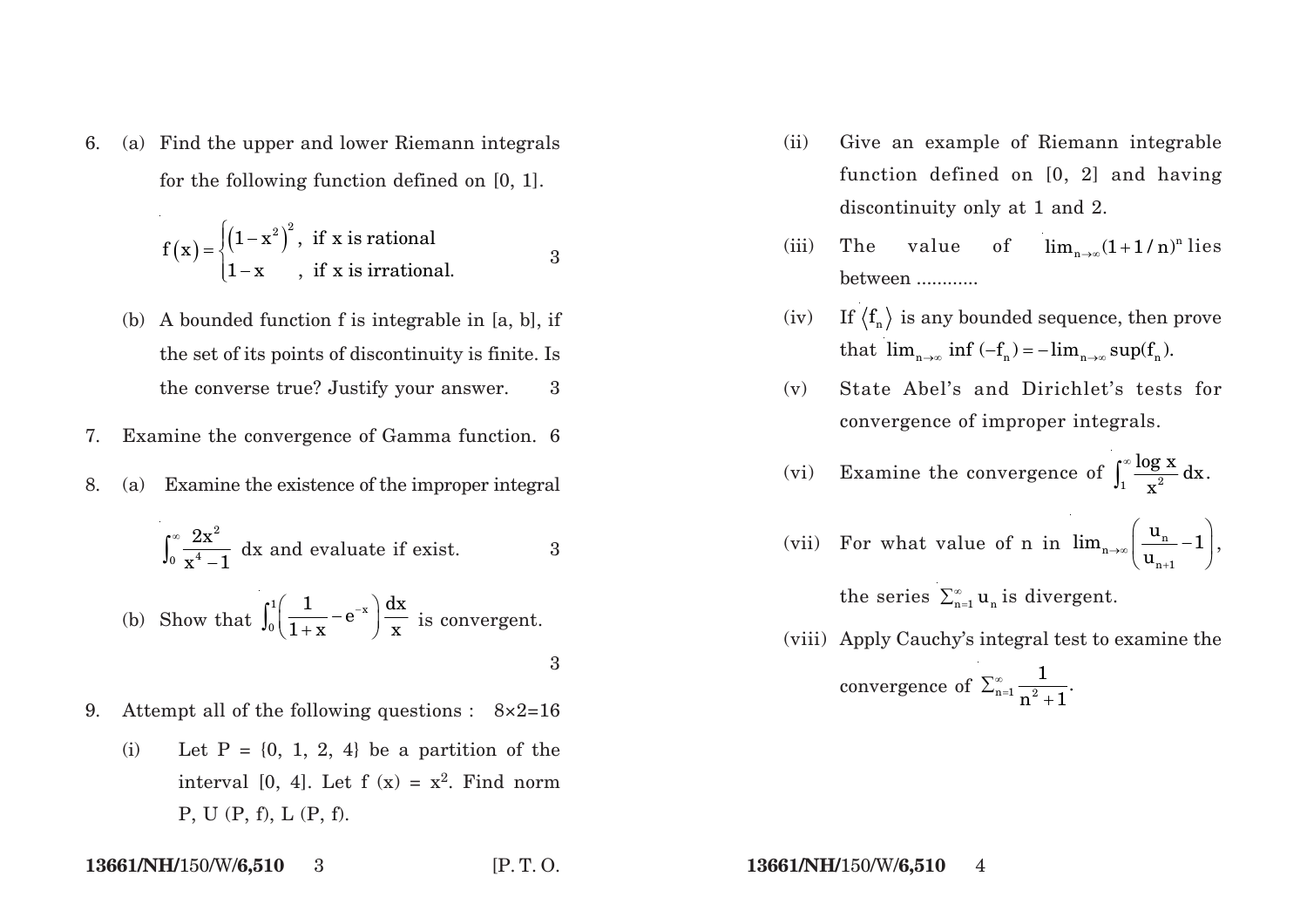6. (a) Find the upper and lower Riemann integrals for the following function defined on [0, 1].

$$f(x) = \begin{cases} \left(1-x^2\right)^2, & \text{if x is rational} \\ 1-x, & \text{if x is irrational.} \end{cases}$$ 3

(b) A bounded function f is integrable in [a, b], if the set of its points of discontinuity is finite. Is the converse true? Justify your answer. 3

7. Examine the convergence of Gamma function. 6

8. (a) Examine the existence of the improper integral

$$\int_0^\infty \frac{2x^2}{x^4-1}\,dx$$ and evaluate if exist. 3

(b) Show that $\int_0^1 \left(\frac{1}{1+x} - e^{-x}\right)\frac{dx}{x}$ is convergent. 3

9. Attempt all of the following questions : 8×2=16

(i) Let P = {0, 1, 2, 4} be a partition of the interval [0, 4]. Let f (x) = $x^2$. Find norm P, U (P, f), L (P, f).

(ii) Give an example of Riemann integrable function defined on [0, 2] and having discontinuity only at 1 and 2.

(iii) The value of $\lim_{n\to\infty}(1+1/n)^n$ lies between ............

(iv) If $\langle f_n \rangle$ is any bounded sequence, then prove that $\lim_{n\to\infty} \inf (-f_n) = -\lim_{n\to\infty} \sup(f_n)$.

(v) State Abel's and Dirichlet's tests for convergence of improper integrals.

(vi) Examine the convergence of $\int_1^\infty \frac{\log x}{x^2}\,dx$.

(vii) For what value of n in $\lim_{n\to\infty}\left(\frac{u_n}{u_{n+1}} - 1\right)$, the series $\sum_{n=1}^\infty u_n$ is divergent.

(viii) Apply Cauchy's integral test to examine the convergence of $\sum_{n=1}^\infty \frac{1}{n^2+1}$.